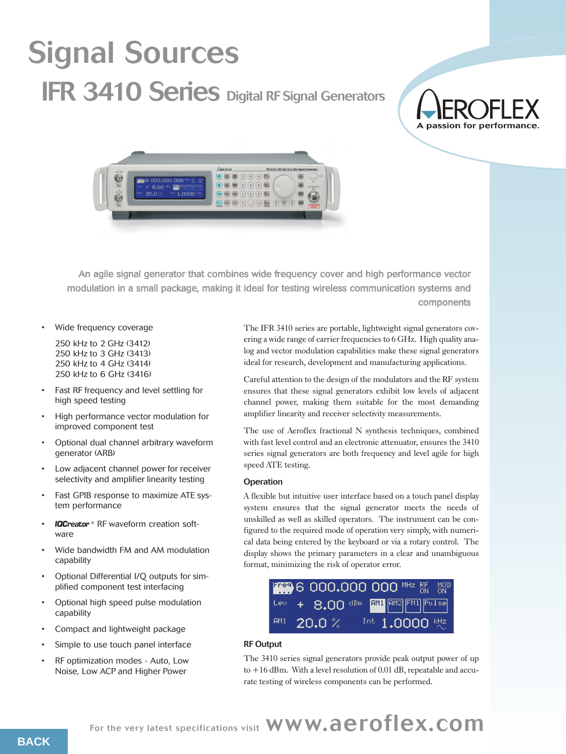# Signal Sources

## IFR 3410 Series Digital RF Signal Generators

AEROFLEX
A passion for performance.

An agile signal generator that combines wide frequency cover and high performance vector modulation in a small package, making it ideal for testing wireless communication systems and components

- Wide frequency coverage

  250 kHz to 2 GHz (3412)
  250 kHz to 3 GHz (3413)
  250 kHz to 4 GHz (3414)
  250 kHz to 6 GHz (3416)

- Fast RF frequency and level settling for high speed testing
- High performance vector modulation for improved component test
- Optional dual channel arbitrary waveform generator (ARB)
- Low adjacent channel power for receiver selectivity and amplifier linearity testing
- Fast GPIB response to maximize ATE system performance
- ***IQCreator*** ® RF waveform creation software
- Wide bandwidth FM and AM modulation capability
- Optional Differential I/Q outputs for simplified component test interfacing
- Optional high speed pulse modulation capability
- Compact and lightweight package
- Simple to use touch panel interface
- RF optimization modes - Auto, Low Noise, Low ACP and Higher Power

The IFR 3410 series are portable, lightweight signal generators covering a wide range of carrier frequencies to 6 GHz. High quality analog and vector modulation capabilities make these signal generators ideal for research, development and manufacturing applications.

Careful attention to the design of the modulators and the RF system ensures that these signal generators exhibit low levels of adjacent channel power, making them suitable for the most demanding amplifier linearity and receiver selectivity measurements.

The use of Aeroflex fractional N synthesis techniques, combined with fast level control and an electronic attenuator, ensures the 3410 series signal generators are both frequency and level agile for high speed ATE testing.

### Operation

A flexible but intuitive user interface based on a touch panel display system ensures that the signal generator meets the needs of unskilled as well as skilled operators. The instrument can be configured to the required mode of operation very simply, with numerical data being entered by the keyboard or via a rotary control. The display shows the primary parameters in a clear and unambiguous format, minimizing the risk of operator error.

### RF Output

The 3410 series signal generators provide peak output power of up to +16 dBm. With a level resolution of 0.01 dB, repeatable and accurate testing of wireless components can be performed.

For the very latest specifications visit www.aeroflex.com

BACK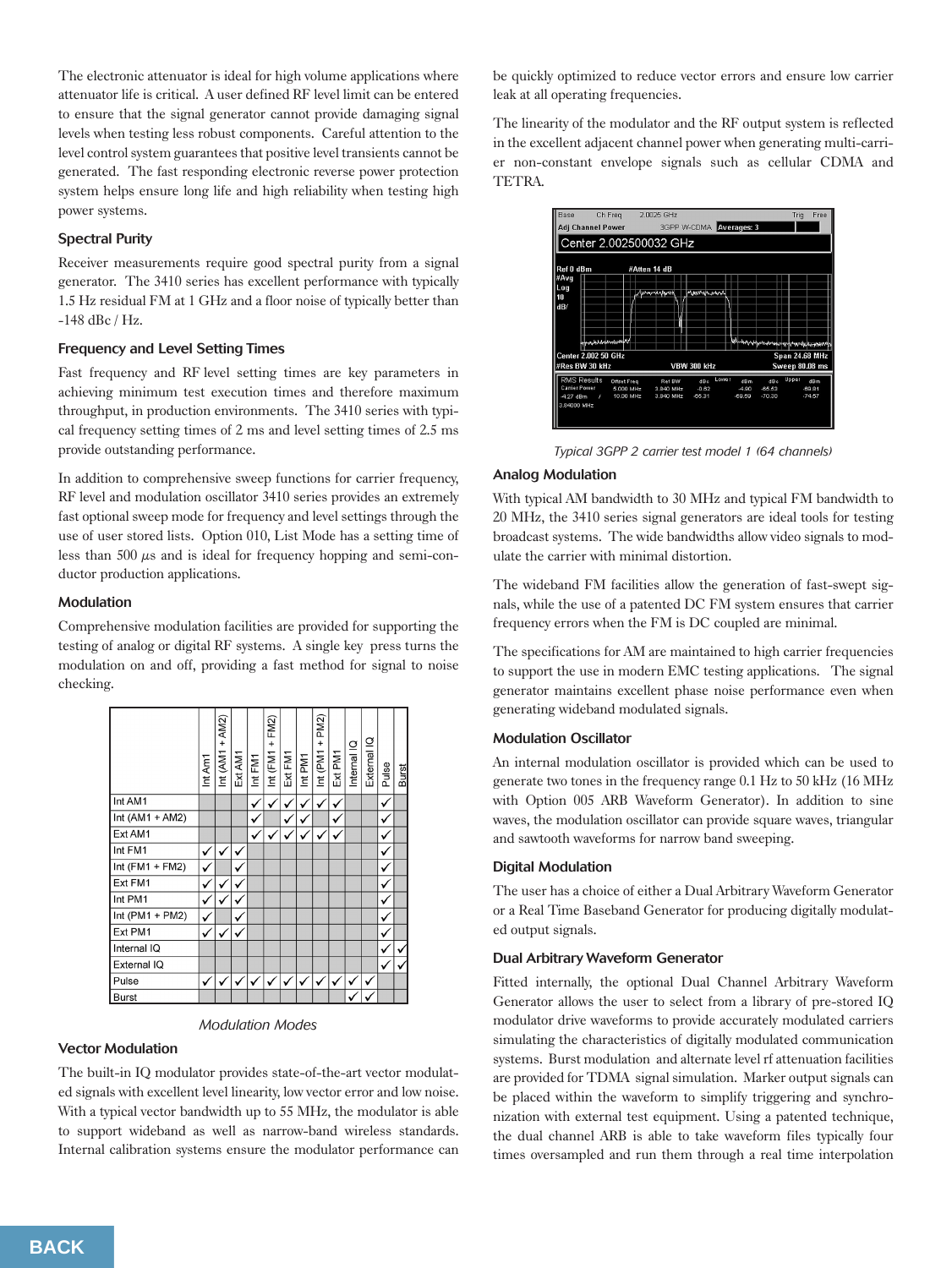The electronic attenuator is ideal for high volume applications where attenuator life is critical. A user defined RF level limit can be entered to ensure that the signal generator cannot provide damaging signal levels when testing less robust components. Careful attention to the level control system guarantees that positive level transients cannot be generated. The fast responding electronic reverse power protection system helps ensure long life and high reliability when testing high power systems.

### Spectral Purity

Receiver measurements require good spectral purity from a signal generator. The 3410 series has excellent performance with typically 1.5 Hz residual FM at 1 GHz and a floor noise of typically better than -148 dBc / Hz.

### Frequency and Level Setting Times

Fast frequency and RF level setting times are key parameters in achieving minimum test execution times and therefore maximum throughput, in production environments. The 3410 series with typical frequency setting times of 2 ms and level setting times of 2.5 ms provide outstanding performance.

In addition to comprehensive sweep functions for carrier frequency, RF level and modulation oscillator 3410 series provides an extremely fast optional sweep mode for frequency and level settings through the use of user stored lists. Option 010, List Mode has a setting time of less than 500 µs and is ideal for frequency hopping and semi-conductor production applications.

### Modulation

Comprehensive modulation facilities are provided for supporting the testing of analog or digital RF systems. A single key press turns the modulation on and off, providing a fast method for signal to noise checking.

| | Int Am1 | Int (AM1 + AM2) | Ext AM1 | Int FM1 | Int (FM1 + FM2) | Ext FM1 | Int PM1 | Int (PM1 + PM2) | Ext PM1 | Internal IQ | External IQ | Pulse | Burst |
|---|---|---|---|---|---|---|---|---|---|---|---|---|---|
| Int AM1 | | | | ✓ | ✓ | ✓ | ✓ | ✓ | ✓ | | | ✓ | |
| Int (AM1 + AM2) | | | | ✓ | | ✓ | ✓ | | ✓ | | | ✓ | |
| Ext AM1 | | | | ✓ | ✓ | ✓ | ✓ | ✓ | ✓ | | | ✓ | |
| Int FM1 | ✓ | ✓ | ✓ | | | | | | | | | ✓ | |
| Int (FM1 + FM2) | ✓ | | ✓ | | | | | | | | | ✓ | |
| Ext FM1 | ✓ | ✓ | ✓ | | | | | | | | | ✓ | |
| Int PM1 | ✓ | ✓ | ✓ | | | | | | | | | ✓ | |
| Int (PM1 + PM2) | ✓ | | ✓ | | | | | | | | | ✓ | |
| Ext PM1 | ✓ | ✓ | ✓ | | | | | | | | | ✓ | |
| Internal IQ | | | | | | | | | | | | ✓ | ✓ |
| External IQ | | | | | | | | | | | | ✓ | ✓ |
| Pulse | ✓ | ✓ | ✓ | ✓ | ✓ | ✓ | ✓ | ✓ | ✓ | ✓ | ✓ | | |
| Burst | | | | | | | | | | ✓ | ✓ | | |

*Modulation Modes*

### Vector Modulation

The built-in IQ modulator provides state-of-the-art vector modulated signals with excellent level linearity, low vector error and low noise. With a typical vector bandwidth up to 55 MHz, the modulator is able to support wideband as well as narrow-band wireless standards. Internal calibration systems ensure the modulator performance can be quickly optimized to reduce vector errors and ensure low carrier leak at all operating frequencies.

The linearity of the modulator and the RF output system is reflected in the excellent adjacent channel power when generating multi-carrier non-constant envelope signals such as cellular CDMA and TETRA.

*Typical 3GPP 2 carrier test model 1 (64 channels)*

### Analog Modulation

With typical AM bandwidth to 30 MHz and typical FM bandwidth to 20 MHz, the 3410 series signal generators are ideal tools for testing broadcast systems. The wide bandwidths allow video signals to modulate the carrier with minimal distortion.

The wideband FM facilities allow the generation of fast-swept signals, while the use of a patented DC FM system ensures that carrier frequency errors when the FM is DC coupled are minimal.

The specifications for AM are maintained to high carrier frequencies to support the use in modern EMC testing applications. The signal generator maintains excellent phase noise performance even when generating wideband modulated signals.

### Modulation Oscillator

An internal modulation oscillator is provided which can be used to generate two tones in the frequency range 0.1 Hz to 50 kHz (16 MHz with Option 005 ARB Waveform Generator). In addition to sine waves, the modulation oscillator can provide square waves, triangular and sawtooth waveforms for narrow band sweeping.

### Digital Modulation

The user has a choice of either a Dual Arbitrary Waveform Generator or a Real Time Baseband Generator for producing digitally modulated output signals.

### Dual Arbitrary Waveform Generator

Fitted internally, the optional Dual Channel Arbitrary Waveform Generator allows the user to select from a library of pre-stored IQ modulator drive waveforms to provide accurately modulated carriers simulating the characteristics of digitally modulated communication systems. Burst modulation and alternate level rf attenuation facilities are provided for TDMA signal simulation. Marker output signals can be placed within the waveform to simplify triggering and synchronization with external test equipment. Using a patented technique, the dual channel ARB is able to take waveform files typically four times oversampled and run them through a real time interpolation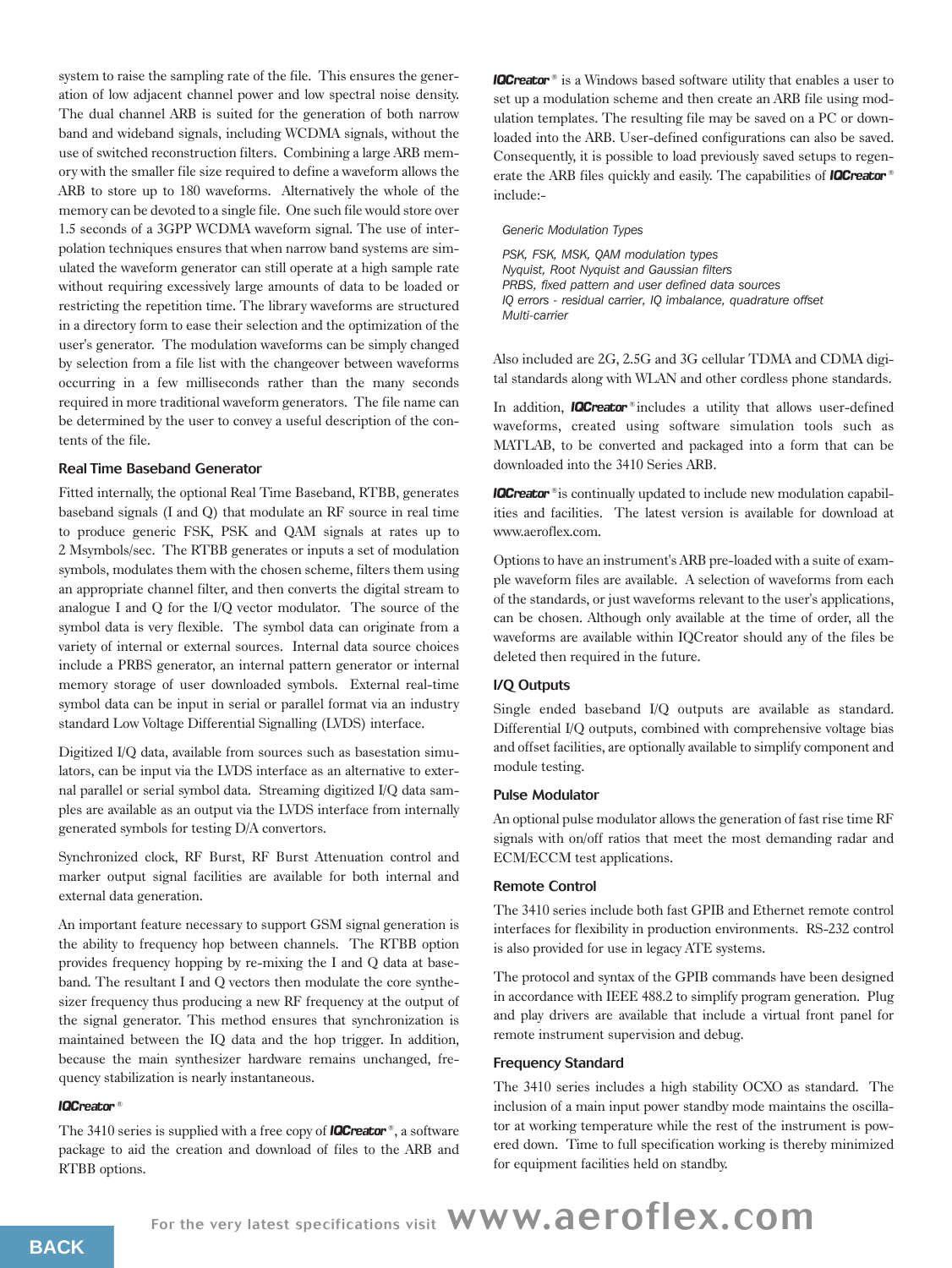system to raise the sampling rate of the file. This ensures the generation of low adjacent channel power and low spectral noise density. The dual channel ARB is suited for the generation of both narrow band and wideband signals, including WCDMA signals, without the use of switched reconstruction filters. Combining a large ARB memory with the smaller file size required to define a waveform allows the ARB to store up to 180 waveforms. Alternatively the whole of the memory can be devoted to a single file. One such file would store over 1.5 seconds of a 3GPP WCDMA waveform signal. The use of interpolation techniques ensures that when narrow band systems are simulated the waveform generator can still operate at a high sample rate without requiring excessively large amounts of data to be loaded or restricting the repetition time. The library waveforms are structured in a directory form to ease their selection and the optimization of the user's generator. The modulation waveforms can be simply changed by selection from a file list with the changeover between waveforms occurring in a few milliseconds rather than the many seconds required in more traditional waveform generators. The file name can be determined by the user to convey a useful description of the contents of the file.

### Real Time Baseband Generator

Fitted internally, the optional Real Time Baseband, RTBB, generates baseband signals (I and Q) that modulate an RF source in real time to produce generic FSK, PSK and QAM signals at rates up to 2 Msymbols/sec. The RTBB generates or inputs a set of modulation symbols, modulates them with the chosen scheme, filters them using an appropriate channel filter, and then converts the digital stream to analogue I and Q for the I/Q vector modulator. The source of the symbol data is very flexible. The symbol data can originate from a variety of internal or external sources. Internal data source choices include a PRBS generator, an internal pattern generator or internal memory storage of user downloaded symbols. External real-time symbol data can be input in serial or parallel format via an industry standard Low Voltage Differential Signalling (LVDS) interface.

Digitized I/Q data, available from sources such as basestation simulators, can be input via the LVDS interface as an alternative to external parallel or serial symbol data. Streaming digitized I/Q data samples are available as an output via the LVDS interface from internally generated symbols for testing D/A convertors.

Synchronized clock, RF Burst, RF Burst Attenuation control and marker output signal facilities are available for both internal and external data generation.

An important feature necessary to support GSM signal generation is the ability to frequency hop between channels. The RTBB option provides frequency hopping by re-mixing the I and Q data at baseband. The resultant I and Q vectors then modulate the core synthesizer frequency thus producing a new RF frequency at the output of the signal generator. This method ensures that synchronization is maintained between the IQ data and the hop trigger. In addition, because the main synthesizer hardware remains unchanged, frequency stabilization is nearly instantaneous.

### IQCreator®

The 3410 series is supplied with a free copy of **IQCreator**®, a software package to aid the creation and download of files to the ARB and RTBB options.

**IQCreator**® is a Windows based software utility that enables a user to set up a modulation scheme and then create an ARB file using modulation templates. The resulting file may be saved on a PC or downloaded into the ARB. User-defined configurations can also be saved. Consequently, it is possible to load previously saved setups to regenerate the ARB files quickly and easily. The capabilities of **IQCreator**® include:-

*Generic Modulation Types*

*PSK, FSK, MSK, QAM modulation types*
*Nyquist, Root Nyquist and Gaussian filters*
*PRBS, fixed pattern and user defined data sources*
*IQ errors - residual carrier, IQ imbalance, quadrature offset*
*Multi-carrier*

Also included are 2G, 2.5G and 3G cellular TDMA and CDMA digital standards along with WLAN and other cordless phone standards.

In addition, **IQCreator**® includes a utility that allows user-defined waveforms, created using software simulation tools such as MATLAB, to be converted and packaged into a form that can be downloaded into the 3410 Series ARB.

**IQCreator**® is continually updated to include new modulation capabilities and facilities. The latest version is available for download at www.aeroflex.com.

Options to have an instrument's ARB pre-loaded with a suite of example waveform files are available. A selection of waveforms from each of the standards, or just waveforms relevant to the user's applications, can be chosen. Although only available at the time of order, all the waveforms are available within IQCreator should any of the files be deleted then required in the future.

### I/Q Outputs

Single ended baseband I/Q outputs are available as standard. Differential I/Q outputs, combined with comprehensive voltage bias and offset facilities, are optionally available to simplify component and module testing.

### Pulse Modulator

An optional pulse modulator allows the generation of fast rise time RF signals with on/off ratios that meet the most demanding radar and ECM/ECCM test applications.

### Remote Control

The 3410 series include both fast GPIB and Ethernet remote control interfaces for flexibility in production environments. RS-232 control is also provided for use in legacy ATE systems.

The protocol and syntax of the GPIB commands have been designed in accordance with IEEE 488.2 to simplify program generation. Plug and play drivers are available that include a virtual front panel for remote instrument supervision and debug.

### Frequency Standard

The 3410 series includes a high stability OCXO as standard. The inclusion of a main input power standby mode maintains the oscillator at working temperature while the rest of the instrument is powered down. Time to full specification working is thereby minimized for equipment facilities held on standby.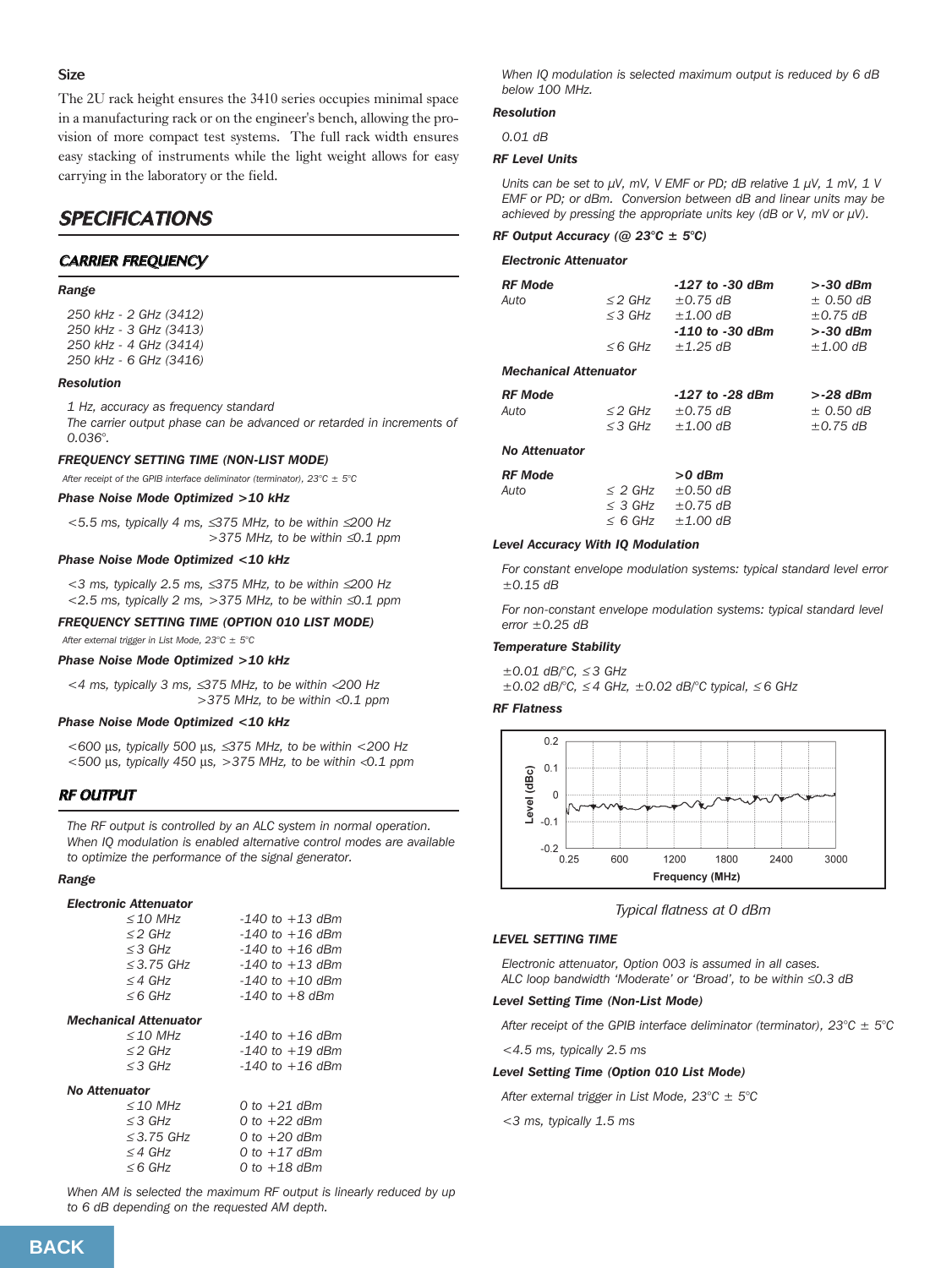### Size

The 2U rack height ensures the 3410 series occupies minimal space in a manufacturing rack or on the engineer's bench, allowing the provision of more compact test systems. The full rack width ensures easy stacking of instruments while the light weight allows for easy carrying in the laboratory or the field.

## SPECIFICATIONS

### CARRIER FREQUENCY

**Range**

*250 kHz - 2 GHz (3412)*
*250 kHz - 3 GHz (3413)*
*250 kHz - 4 GHz (3414)*
*250 kHz - 6 GHz (3416)*

**Resolution**

*1 Hz, accuracy as frequency standard*
*The carrier output phase can be advanced or retarded in increments of 0.036°.*

**FREQUENCY SETTING TIME (NON-LIST MODE)**

*After receipt of the GPIB interface delimitator (terminator), 23°C ± 5°C*

**Phase Noise Mode Optimized >10 kHz**

*<5.5 ms, typically 4 ms, ≤375 MHz, to be within ≤200 Hz*
*>375 MHz, to be within ≤0.1 ppm*

**Phase Noise Mode Optimized <10 kHz**

*<3 ms, typically 2.5 ms, ≤375 MHz, to be within ≤200 Hz*
*<2.5 ms, typically 2 ms, >375 MHz, to be within ≤0.1 ppm*

**FREQUENCY SETTING TIME (OPTION 010 LIST MODE)**

*After external trigger in List Mode, 23°C ± 5°C*

**Phase Noise Mode Optimized >10 kHz**

*<4 ms, typically 3 ms, ≤375 MHz, to be within <200 Hz*
*>375 MHz, to be within <0.1 ppm*

**Phase Noise Mode Optimized <10 kHz**

*<600 µs, typically 500 µs, ≤375 MHz, to be within <200 Hz*
*<500 µs, typically 450 µs, >375 MHz, to be within <0.1 ppm*

### RF OUTPUT

*The RF output is controlled by an ALC system in normal operation. When IQ modulation is enabled alternative control modes are available to optimize the performance of the signal generator.*

**Range**

**Electronic Attenuator**

| | |
|---|---|
| ≤10 MHz | -140 to +13 dBm |
| ≤2 GHz | -140 to +16 dBm |
| ≤3 GHz | -140 to +16 dBm |
| ≤3.75 GHz | -140 to +13 dBm |
| ≤4 GHz | -140 to +10 dBm |
| ≤6 GHz | -140 to +8 dBm |

**Mechanical Attenuator**

| | |
|---|---|
| ≤10 MHz | -140 to +16 dBm |
| ≤2 GHz | -140 to +19 dBm |
| ≤3 GHz | -140 to +16 dBm |

**No Attenuator**

| | |
|---|---|
| ≤10 MHz | 0 to +21 dBm |
| ≤3 GHz | 0 to +22 dBm |
| ≤3.75 GHz | 0 to +20 dBm |
| ≤4 GHz | 0 to +17 dBm |
| ≤6 GHz | 0 to +18 dBm |

*When AM is selected the maximum RF output is linearly reduced by up to 6 dB depending on the requested AM depth.*

*When IQ modulation is selected maximum output is reduced by 6 dB below 100 MHz.*

**Resolution**

*0.01 dB*

**RF Level Units**

*Units can be set to µV, mV, V EMF or PD; dB relative 1 µV, 1 mV, 1 V EMF or PD; or dBm. Conversion between dB and linear units may be achieved by pressing the appropriate units key (dB or V, mV or µV).*

**RF Output Accuracy (@ 23°C ± 5°C)**

**Electronic Attenuator**

| RF Mode | | -127 to -30 dBm | >-30 dBm |
|---|---|---|---|
| Auto | ≤2 GHz | ±0.75 dB | ± 0.50 dB |
| | ≤3 GHz | ±1.00 dB | ±0.75 dB |
| | | **-110 to -30 dBm** | **>-30 dBm** |
| | ≤6 GHz | ±1.25 dB | ±1.00 dB |

**Mechanical Attenuator**

| RF Mode | | -127 to -28 dBm | >-28 dBm |
|---|---|---|---|
| Auto | ≤2 GHz | ±0.75 dB | ± 0.50 dB |
| | ≤3 GHz | ±1.00 dB | ±0.75 dB |

**No Attenuator**

| RF Mode | | >0 dBm |
|---|---|---|
| Auto | ≤ 2 GHz | ±0.50 dB |
| | ≤ 3 GHz | ±0.75 dB |
| | ≤ 6 GHz | ±1.00 dB |

**Level Accuracy With IQ Modulation**

*For constant envelope modulation systems: typical standard level error ±0.15 dB*

*For non-constant envelope modulation systems: typical standard level error ±0.25 dB*

**Temperature Stability**

*±0.01 dB/°C, ≤3 GHz*
*±0.02 dB/°C, ≤ 4 GHz, ±0.02 dB/°C typical, ≤ 6 GHz*

**RF Flatness**

*Typical flatness at 0 dBm*

**LEVEL SETTING TIME**

*Electronic attenuator, Option 003 is assumed in all cases.*
*ALC loop bandwidth 'Moderate' or 'Broad', to be within ≤0.3 dB*

**Level Setting Time (Non-List Mode)**

*After receipt of the GPIB interface delimitator (terminator), 23°C ± 5°C*

*<4.5 ms, typically 2.5 ms*

**Level Setting Time (Option 010 List Mode)**

*After external trigger in List Mode, 23°C ± 5°C*

*<3 ms, typically 1.5 ms*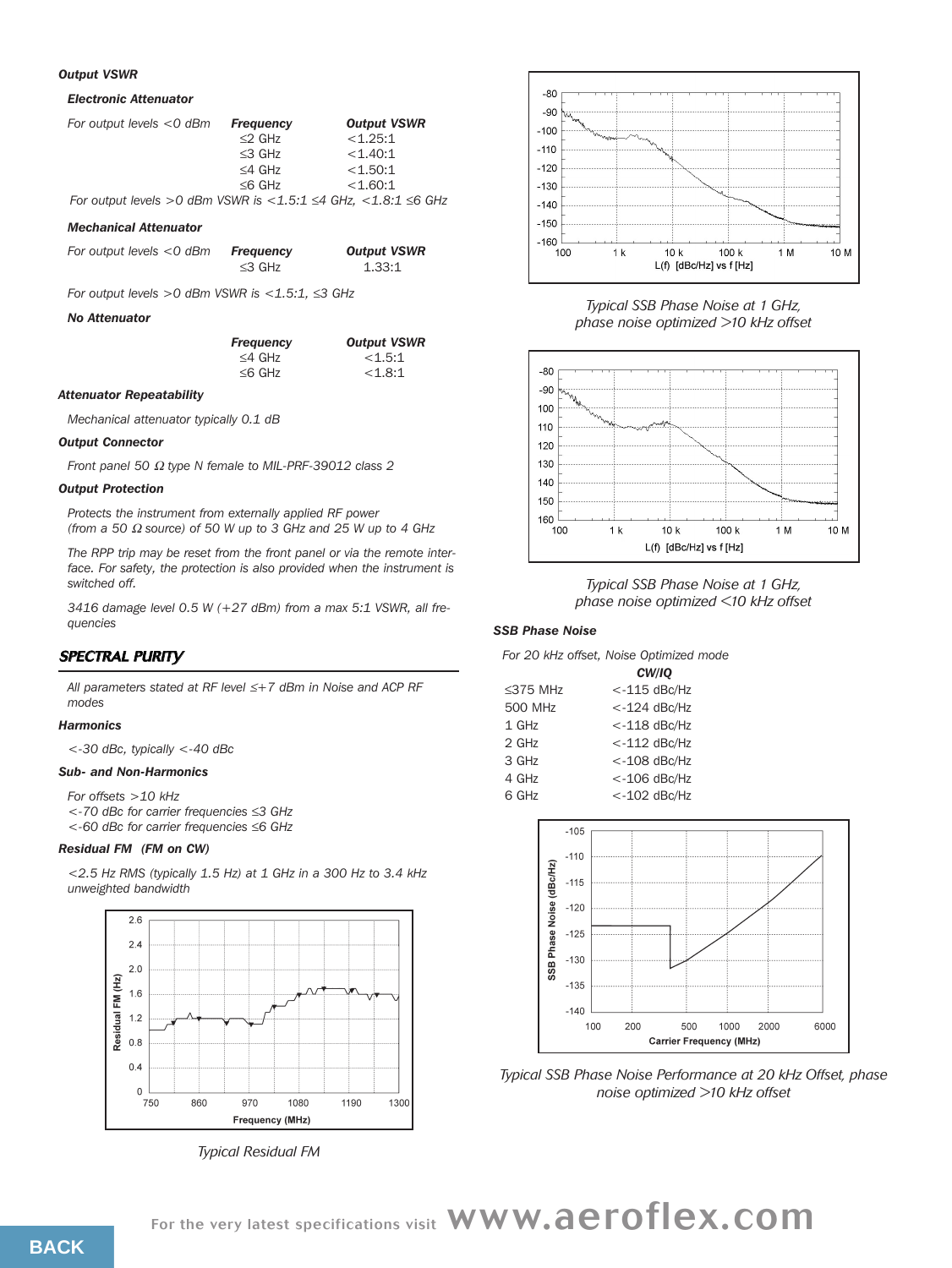**Output VSWR**

**Electronic Attenuator**

For output levels <0 dBm

| Frequency | Output VSWR |
|---|---|
| ≤2 GHz | <1.25:1 |
| ≤3 GHz | <1.40:1 |
| ≤4 GHz | <1.50:1 |
| ≤6 GHz | <1.60:1 |

For output levels >0 dBm VSWR is <1.5:1 ≤4 GHz, <1.8:1 ≤6 GHz

**Mechanical Attenuator**

For output levels <0 dBm

| Frequency | Output VSWR |
|---|---|
| ≤3 GHz | 1.33:1 |

For output levels >0 dBm VSWR is <1.5:1, ≤3 GHz

**No Attenuator**

| Frequency | Output VSWR |
|---|---|
| ≤4 GHz | <1.5:1 |
| ≤6 GHz | <1.8:1 |

**Attenuator Repeatability**

Mechanical attenuator typically 0.1 dB

**Output Connector**

Front panel 50 Ω type N female to MIL-PRF-39012 class 2

**Output Protection**

Protects the instrument from externally applied RF power (from a 50 Ω source) of 50 W up to 3 GHz and 25 W up to 4 GHz

The RPP trip may be reset from the front panel or via the remote interface. For safety, the protection is also provided when the instrument is switched off.

3416 damage level 0.5 W (+27 dBm) from a max 5:1 VSWR, all frequencies

## SPECTRAL PURITY

All parameters stated at RF level ≤+7 dBm in Noise and ACP RF modes

**Harmonics**

<-30 dBc, typically <-40 dBc

**Sub- and Non-Harmonics**

For offsets >10 kHz
<-70 dBc for carrier frequencies ≤3 GHz
<-60 dBc for carrier frequencies ≤6 GHz

**Residual FM (FM on CW)**

<2.5 Hz RMS (typically 1.5 Hz) at 1 GHz in a 300 Hz to 3.4 kHz unweighted bandwidth

Typical Residual FM

Typical SSB Phase Noise at 1 GHz, phase noise optimized >10 kHz offset

Typical SSB Phase Noise at 1 GHz, phase noise optimized <10 kHz offset

**SSB Phase Noise**

For 20 kHz offset, Noise Optimized mode

| | CW/IQ |
|---|---|
| ≤375 MHz | <-115 dBc/Hz |
| 500 MHz | <-124 dBc/Hz |
| 1 GHz | <-118 dBc/Hz |
| 2 GHz | <-112 dBc/Hz |
| 3 GHz | <-108 dBc/Hz |
| 4 GHz | <-106 dBc/Hz |
| 6 GHz | <-102 dBc/Hz |

Typical SSB Phase Noise Performance at 20 kHz Offset, phase noise optimized >10 kHz offset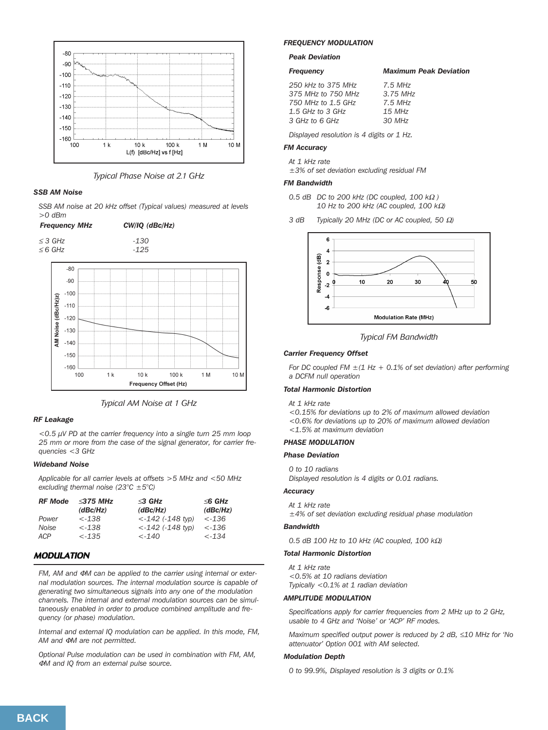Typical Phase Noise at 2.1 GHz

### SSB AM Noise

SSB AM noise at 20 kHz offset (Typical values) measured at levels >0 dBm

| Frequency MHz | CW/IQ (dBc/Hz) |
|---|---|
| ≤3 GHz | -130 |
| ≤6 GHz | -125 |

Typical AM Noise at 1 GHz

### RF Leakage

<0.5 µV PD at the carrier frequency into a single turn 25 mm loop 25 mm or more from the case of the signal generator, for carrier frequencies <3 GHz

### Wideband Noise

Applicable for all carrier levels at offsets >5 MHz and <50 MHz excluding thermal noise (23°C ±5°C)

| RF Mode | ≤375 MHz (dBc/Hz) | ≤3 GHz (dBc/Hz) | ≤6 GHz (dBc/Hz) |
|---|---|---|---|
| Power | <-138 | <-142 (-148 typ) | <-136 |
| Noise | <-138 | <-142 (-148 typ) | <-136 |
| ACP | <-135 | <-140 | <-134 |

## MODULATION

FM, AM and ΦM can be applied to the carrier using internal or external modulation sources. The internal modulation source is capable of generating two simultaneous signals into any one of the modulation channels. The internal and external modulation sources can be simultaneously enabled in order to produce combined amplitude and frequency (or phase) modulation.

Internal and external IQ modulation can be applied. In this mode, FM, AM and ΦM are not permitted.

Optional Pulse modulation can be used in combination with FM, AM, ΦM and IQ from an external pulse source.

### FREQUENCY MODULATION

#### Peak Deviation

| Frequency | Maximum Peak Deviation |
|---|---|
| 250 kHz to 375 MHz | 7.5 MHz |
| 375 MHz to 750 MHz | 3.75 MHz |
| 750 MHz to 1.5 GHz | 7.5 MHz |
| 1.5 GHz to 3 GHz | 15 MHz |
| 3 GHz to 6 GHz | 30 MHz |

Displayed resolution is 4 digits or 1 Hz.

#### FM Accuracy

At 1 kHz rate
±3% of set deviation excluding residual FM

#### FM Bandwidth

0.5 dB DC to 200 kHz (DC coupled, 100 kΩ)
10 Hz to 200 kHz (AC coupled, 100 kΩ)

3 dB Typically 20 MHz (DC or AC coupled, 50 Ω)

Typical FM Bandwidth

#### Carrier Frequency Offset

For DC coupled FM ±(1 Hz + 0.1% of set deviation) after performing a DCFM null operation

#### Total Harmonic Distortion

At 1 kHz rate
<0.15% for deviations up to 2% of maximum allowed deviation
<0.6% for deviations up to 20% of maximum allowed deviation
<1.5% at maximum deviation

### PHASE MODULATION

#### Phase Deviation

0 to 10 radians
Displayed resolution is 4 digits or 0.01 radians.

#### Accuracy

At 1 kHz rate
±4% of set deviation excluding residual phase modulation

#### Bandwidth

0.5 dB 100 Hz to 10 kHz (AC coupled, 100 kΩ)

#### Total Harmonic Distortion

At 1 kHz rate
<0.5% at 10 radians deviation
Typically <0.1% at 1 radian deviation

### AMPLITUDE MODULATION

Specifications apply for carrier frequencies from 2 MHz up to 2 GHz, usable to 4 GHz and 'Noise' or 'ACP' RF modes.

Maximum specified output power is reduced by 2 dB, ≤10 MHz for 'No attenuator' Option 001 with AM selected.

#### Modulation Depth

0 to 99.9%, Displayed resolution is 3 digits or 0.1%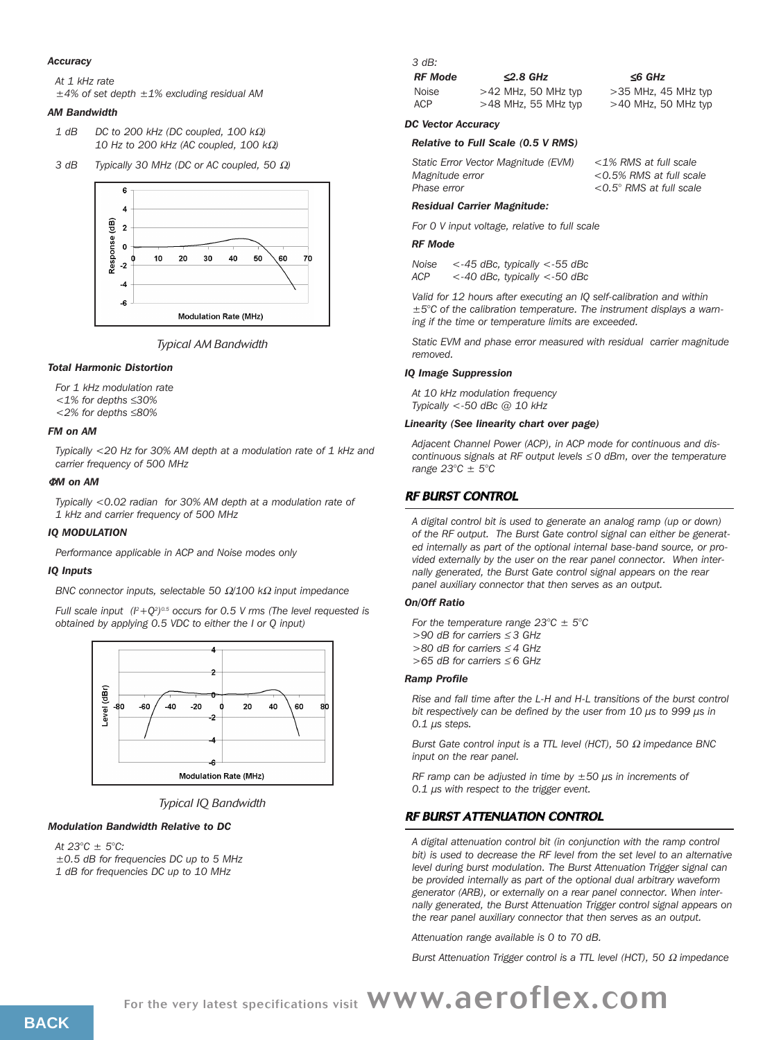***Accuracy***

*At 1 kHz rate*
*±4% of set depth ±1% excluding residual AM*

***AM Bandwidth***

*1 dB* *DC to 200 kHz (DC coupled, 100 kΩ)*
*10 Hz to 200 kHz (AC coupled, 100 kΩ)*

*3 dB* *Typically 30 MHz (DC or AC coupled, 50 Ω)*

*Typical AM Bandwidth*

***Total Harmonic Distortion***

*For 1 kHz modulation rate*
*<1% for depths ≤30%*
*<2% for depths ≤80%*

***FM on AM***

*Typically <20 Hz for 30% AM depth at a modulation rate of 1 kHz and carrier frequency of 500 MHz*

***ΦM on AM***

*Typically <0.02 radian for 30% AM depth at a modulation rate of 1 kHz and carrier frequency of 500 MHz*

***IQ MODULATION***

*Performance applicable in ACP and Noise modes only*

***IQ Inputs***

*BNC connector inputs, selectable 50 Ω/100 kΩ input impedance*

*Full scale input $(I^2+Q^2)^{0.5}$ occurs for 0.5 V rms (The level requested is obtained by applying 0.5 VDC to either the I or Q input)*

*Typical IQ Bandwidth*

***Modulation Bandwidth Relative to DC***

*At 23°C ± 5°C:*
*±0.5 dB for frequencies DC up to 5 MHz*
*1 dB for frequencies DC up to 10 MHz*

*3 dB:*

| *RF Mode* | *≤2.8 GHz* | *≤6 GHz* |
|---|---|---|
| *Noise* | *>42 MHz, 50 MHz typ* | *>35 MHz, 45 MHz typ* |
| *ACP* | *>48 MHz, 55 MHz typ* | *>40 MHz, 50 MHz typ* |

***DC Vector Accuracy***

***Relative to Full Scale (0.5 V RMS)***

| | |
|---|---|
| *Static Error Vector Magnitude (EVM)* | *<1% RMS at full scale* |
| *Magnitude error* | *<0.5% RMS at full scale* |
| *Phase error* | *<0.5° RMS at full scale* |

***Residual Carrier Magnitude:***

*For 0 V input voltage, relative to full scale*

***RF Mode***

*Noise* *<-45 dBc, typically <-55 dBc*
*ACP* *<-40 dBc, typically <-50 dBc*

*Valid for 12 hours after executing an IQ self-calibration and within ±5°C of the calibration temperature. The instrument displays a warning if the time or temperature limits are exceeded.*

*Static EVM and phase error measured with residual carrier magnitude removed.*

***IQ Image Suppression***

*At 10 kHz modulation frequency*
*Typically <-50 dBc @ 10 kHz*

***Linearity (See linearity chart over page)***

*Adjacent Channel Power (ACP), in ACP mode for continuous and discontinuous signals at RF output levels ≤0 dBm, over the temperature range 23°C ± 5°C*

## RF BURST CONTROL

*A digital control bit is used to generate an analog ramp (up or down) of the RF output. The Burst Gate control signal can either be generated internally as part of the optional internal base-band source, or provided externally by the user on the rear panel connector. When internally generated, the Burst Gate control signal appears on the rear panel auxiliary connector that then serves as an output.*

***On/Off Ratio***

*For the temperature range 23°C ± 5°C*
*>90 dB for carriers ≤3 GHz*
*>80 dB for carriers ≤4 GHz*
*>65 dB for carriers ≤6 GHz*

***Ramp Profile***

*Rise and fall time after the L-H and H-L transitions of the burst control bit respectively can be defined by the user from 10 µs to 999 µs in 0.1 µs steps.*

*Burst Gate control input is a TTL level (HCT), 50 Ω impedance BNC input on the rear panel.*

*RF ramp can be adjusted in time by ±50 µs in increments of 0.1 µs with respect to the trigger event.*

## RF BURST ATTENUATION CONTROL

*A digital attenuation control bit (in conjunction with the ramp control bit) is used to decrease the RF level from the set level to an alternative level during burst modulation. The Burst Attenuation Trigger signal can be provided internally as part of the optional dual arbitrary waveform generator (ARB), or externally on a rear panel connector. When internally generated, the Burst Attenuation Trigger control signal appears on the rear panel auxiliary connector that then serves as an output.*

*Attenuation range available is 0 to 70 dB.*

*Burst Attenuation Trigger control is a TTL level (HCT), 50 Ω impedance*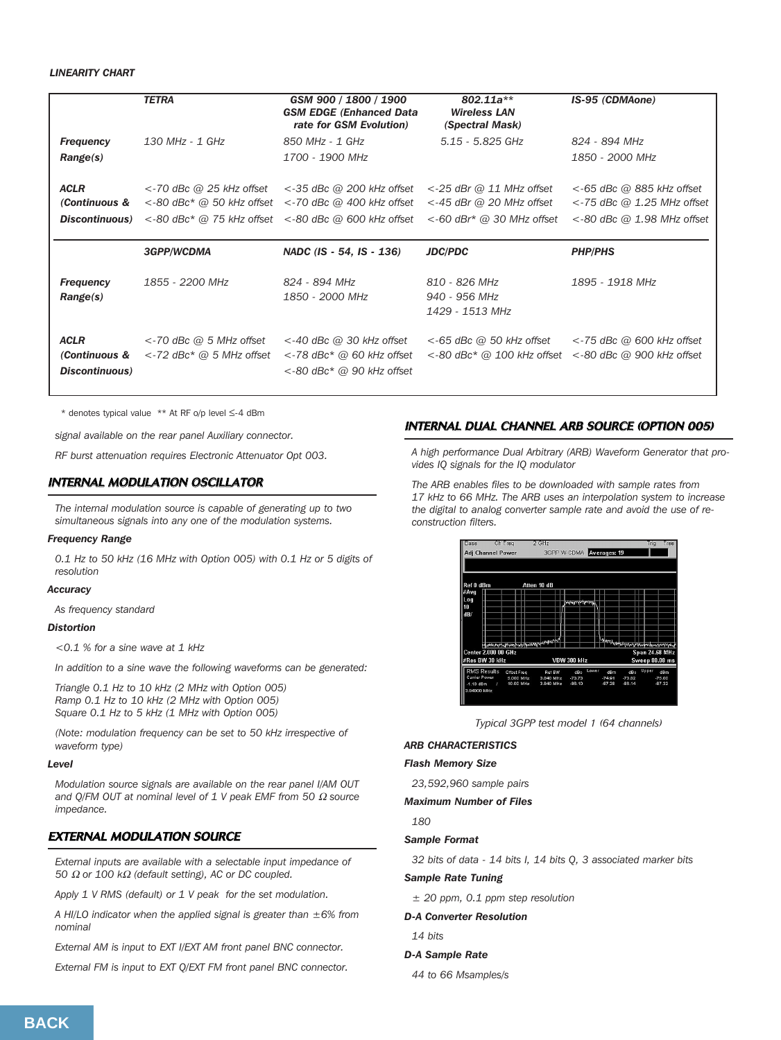*LINEARITY CHART*

| | TETRA | GSM 900 / 1800 / 1900 GSM EDGE (Enhanced Data rate for GSM Evolution) | 802.11a** Wireless LAN (Spectral Mask) | IS-95 (CDMAone) |
|---|---|---|---|---|
| **Frequency Range(s)** | 130 MHz - 1 GHz | 850 MHz - 1 GHz<br>1700 - 1900 MHz | 5.15 - 5.825 GHz | 824 - 894 MHz<br>1850 - 2000 MHz |
| **ACLR (Continuous & Discontinuous)** | <-70 dBc @ 25 kHz offset<br><-80 dBc* @ 50 kHz offset<br><-80 dBc* @ 75 kHz offset | <-35 dBc @ 200 kHz offset<br><-70 dBc @ 400 kHz offset<br><-80 dBc @ 600 kHz offset | <-25 dBr @ 11 MHz offset<br><-45 dBr @ 20 MHz offset<br><-60 dBr* @ 30 MHz offset | <-65 dBc @ 885 kHz offset<br><-75 dBc @ 1.25 MHz offset<br><-80 dBc @ 1.98 MHz offset |
| | **3GPP/WCDMA** | **NADC (IS - 54, IS - 136)** | **JDC/PDC** | **PHP/PHS** |
| **Frequency Range(s)** | 1855 - 2200 MHz | 824 - 894 MHz<br>1850 - 2000 MHz | 810 - 826 MHz<br>940 - 956 MHz<br>1429 - 1513 MHz | 1895 - 1918 MHz |
| **ACLR (Continuous & Discontinuous)** | <-70 dBc @ 5 MHz offset<br><-72 dBc* @ 5 MHz offset | <-40 dBc @ 30 kHz offset<br><-78 dBc* @ 60 kHz offset<br><-80 dBc* @ 90 kHz offset | <-65 dBc @ 50 kHz offset<br><-80 dBc* @ 100 kHz offset | <-75 dBc @ 600 kHz offset<br><-80 dBc @ 900 kHz offset |

\* denotes typical value  ** At RF o/p level ≤-4 dBm

*signal available on the rear panel Auxiliary connector.*

*RF burst attenuation requires Electronic Attenuator Opt 003.*

## INTERNAL MODULATION OSCILLATOR

*The internal modulation source is capable of generating up to two simultaneous signals into any one of the modulation systems.*

**Frequency Range**

*0.1 Hz to 50 kHz (16 MHz with Option 005) with 0.1 Hz or 5 digits of resolution*

**Accuracy**

*As frequency standard*

**Distortion**

*<0.1 % for a sine wave at 1 kHz*

*In addition to a sine wave the following waveforms can be generated:*

*Triangle 0.1 Hz to 10 kHz (2 MHz with Option 005)*
*Ramp 0.1 Hz to 10 kHz (2 MHz with Option 005)*
*Square 0.1 Hz to 5 kHz (1 MHz with Option 005)*

*(Note: modulation frequency can be set to 50 kHz irrespective of waveform type)*

**Level**

*Modulation source signals are available on the rear panel I/AM OUT and Q/FM OUT at nominal level of 1 V peak EMF from 50 Ω source impedance.*

## EXTERNAL MODULATION SOURCE

*External inputs are available with a selectable input impedance of 50 Ω or 100 kΩ (default setting), AC or DC coupled.*

*Apply 1 V RMS (default) or 1 V peak for the set modulation.*

*A HI/LO indicator when the applied signal is greater than ±6% from nominal*

*External AM is input to EXT I/EXT AM front panel BNC connector.*

*External FM is input to EXT Q/EXT FM front panel BNC connector.*

## INTERNAL DUAL CHANNEL ARB SOURCE (OPTION 005)

*A high performance Dual Arbitrary (ARB) Waveform Generator that provides IQ signals for the IQ modulator*

*The ARB enables files to be downloaded with sample rates from 17 kHz to 66 MHz. The ARB uses an interpolation system to increase the digital to analog converter sample rate and avoid the use of re-construction filters.*

*Typical 3GPP test model 1 (64 channels)*

**ARB CHARACTERISTICS**

**Flash Memory Size**

*23,592,960 sample pairs*

**Maximum Number of Files**

*180*

**Sample Format**

*32 bits of data - 14 bits I, 14 bits Q, 3 associated marker bits*

**Sample Rate Tuning**

*± 20 ppm, 0.1 ppm step resolution*

**D-A Converter Resolution**

*14 bits*

**D-A Sample Rate**

*44 to 66 Msamples/s*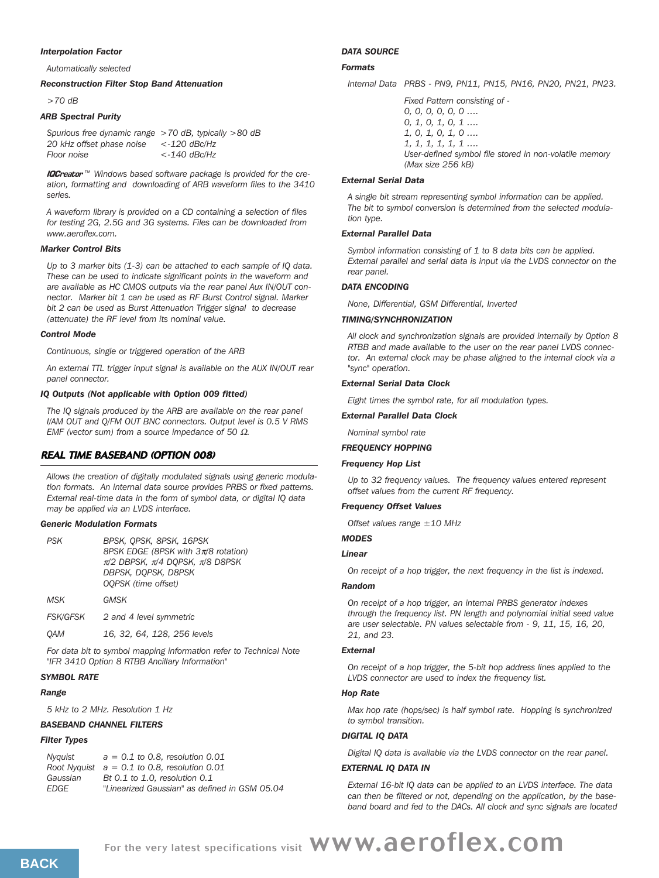#### Interpolation Factor

Automatically selected

#### Reconstruction Filter Stop Band Attenuation

>70 dB

#### ARB Spectral Purity

| | |
|---|---|
| Spurious free dynamic range | >70 dB, typically >80 dB |
| 20 kHz offset phase noise | <-120 dBc/Hz |
| Floor noise | <-140 dBc/Hz |

**IQCreator**™ Windows based software package is provided for the creation, formatting and downloading of ARB waveform files to the 3410 series.

A waveform library is provided on a CD containing a selection of files for testing 2G, 2.5G and 3G systems. Files can be downloaded from www.aeroflex.com.

#### Marker Control Bits

Up to 3 marker bits (1-3) can be attached to each sample of IQ data. These can be used to indicate significant points in the waveform and are available as HC CMOS outputs via the rear panel Aux IN/OUT connector. Marker bit 1 can be used as RF Burst Control signal. Marker bit 2 can be used as Burst Attenuation Trigger signal to decrease (attenuate) the RF level from its nominal value.

#### Control Mode

Continuous, single or triggered operation of the ARB

An external TTL trigger input signal is available on the AUX IN/OUT rear panel connector.

#### IQ Outputs (Not applicable with Option 009 fitted)

The IQ signals produced by the ARB are available on the rear panel I/AM OUT and Q/FM OUT BNC connectors. Output level is 0.5 V RMS EMF (vector sum) from a source impedance of 50 Ω.

## REAL TIME BASEBAND (OPTION 008)

Allows the creation of digitally modulated signals using generic modulation formats. An internal data source provides PRBS or fixed patterns. External real-time data in the form of symbol data, or digital IQ data may be applied via an LVDS interface.

#### Generic Modulation Formats

| | |
|---|---|
| PSK | BPSK, QPSK, 8PSK, 16PSK<br>8PSK EDGE (8PSK with 3π/8 rotation)<br>π/2 DBPSK, π/4 DQPSK, π/8 D8PSK<br>DBPSK, DQPSK, D8PSK<br>OQPSK (time offset) |
| MSK | GMSK |
| FSK/GFSK | 2 and 4 level symmetric |
| QAM | 16, 32, 64, 128, 256 levels |

For data bit to symbol mapping information refer to Technical Note "IFR 3410 Option 8 RTBB Ancillary Information"

### SYMBOL RATE

#### Range

5 kHz to 2 MHz. Resolution 1 Hz

### BASEBAND CHANNEL FILTERS

#### Filter Types

| | |
|---|---|
| Nyquist | a = 0.1 to 0.8, resolution 0.01 |
| Root Nyquist | a = 0.1 to 0.8, resolution 0.01 |
| Gaussian | Bt 0.1 to 1.0, resolution 0.1 |
| EDGE | "Linearized Gaussian" as defined in GSM 05.04 |

### DATA SOURCE

#### Formats

Internal Data PRBS - PN9, PN11, PN15, PN16, PN20, PN21, PN23.

Fixed Pattern consisting of -
0, 0, 0, 0, 0, 0 ....
0, 1, 0, 1, 0, 1 ....
1, 0, 1, 0, 1, 0 ....
1, 1, 1, 1, 1, 1 ....
User-defined symbol file stored in non-volatile memory (Max size 256 kB)

#### External Serial Data

A single bit stream representing symbol information can be applied. The bit to symbol conversion is determined from the selected modulation type.

#### External Parallel Data

Symbol information consisting of 1 to 8 data bits can be applied. External parallel and serial data is input via the LVDS connector on the rear panel.

### DATA ENCODING

None, Differential, GSM Differential, Inverted

### TIMING/SYNCHRONIZATION

All clock and synchronization signals are provided internally by Option 8 RTBB and made available to the user on the rear panel LVDS connector. An external clock may be phase aligned to the internal clock via a "sync" operation.

#### External Serial Data Clock

Eight times the symbol rate, for all modulation types.

#### External Parallel Data Clock

Nominal symbol rate

### FREQUENCY HOPPING

#### Frequency Hop List

Up to 32 frequency values. The frequency values entered represent offset values from the current RF frequency.

#### Frequency Offset Values

Offset values range ±10 MHz

### MODES

#### Linear

On receipt of a hop trigger, the next frequency in the list is indexed.

#### Random

On receipt of a hop trigger, an internal PRBS generator indexes through the frequency list. PN length and polynomial initial seed value are user selectable. PN values selectable from - 9, 11, 15, 16, 20, 21, and 23.

#### External

On receipt of a hop trigger, the 5-bit hop address lines applied to the LVDS connector are used to index the frequency list.

#### Hop Rate

Max hop rate (hops/sec) is half symbol rate. Hopping is synchronized to symbol transition.

### DIGITAL IQ DATA

Digital IQ data is available via the LVDS connector on the rear panel.

### EXTERNAL IQ DATA IN

External 16-bit IQ data can be applied to an LVDS interface. The data can then be filtered or not, depending on the application, by the baseband board and fed to the DACs. All clock and sync signals are located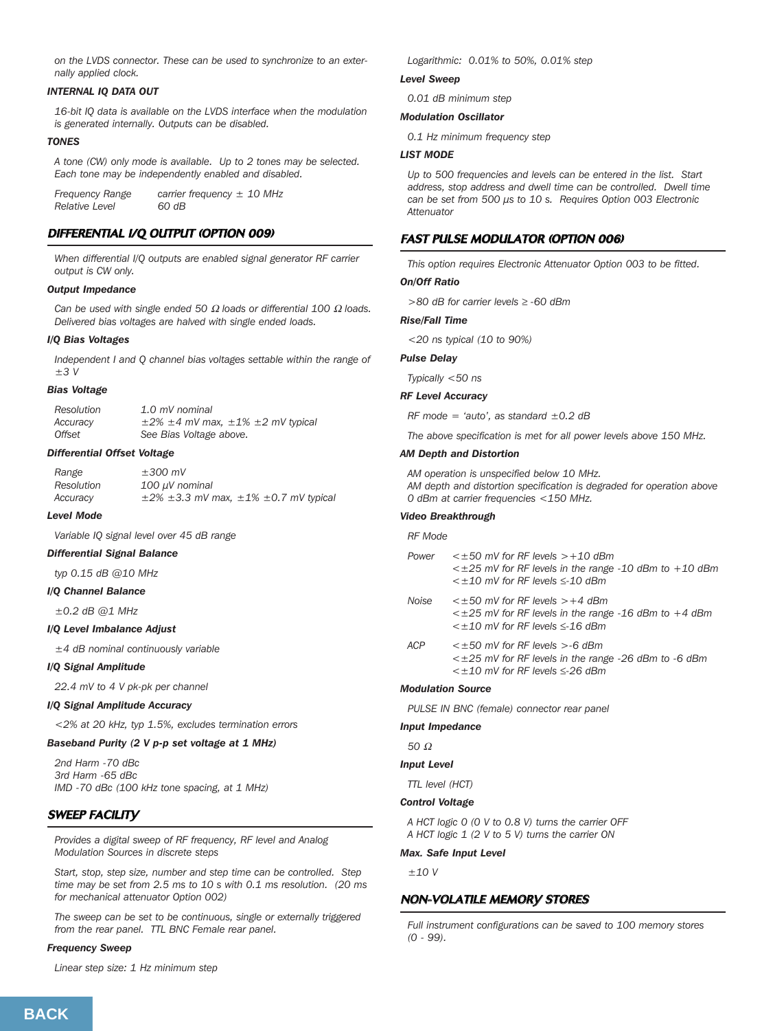on the LVDS connector. These can be used to synchronize to an externally applied clock.

**INTERNAL IQ DATA OUT**

16-bit IQ data is available on the LVDS interface when the modulation is generated internally. Outputs can be disabled.

**TONES**

A tone (CW) only mode is available. Up to 2 tones may be selected. Each tone may be independently enabled and disabled.

| | |
|---|---|
| Frequency Range | carrier frequency ± 10 MHz |
| Relative Level | 60 dB |

## DIFFERENTIAL I/Q OUTPUT (OPTION 009)

When differential I/Q outputs are enabled signal generator RF carrier output is CW only.

**Output Impedance**

Can be used with single ended 50 Ω loads or differential 100 Ω loads. Delivered bias voltages are halved with single ended loads.

**I/Q Bias Voltages**

Independent I and Q channel bias voltages settable within the range of ±3 V

**Bias Voltage**

| | |
|---|---|
| Resolution | 1.0 mV nominal |
| Accuracy | ±2% ±4 mV max, ±1% ±2 mV typical |
| Offset | See Bias Voltage above. |

**Differential Offset Voltage**

| | |
|---|---|
| Range | ±300 mV |
| Resolution | 100 µV nominal |
| Accuracy | ±2% ±3.3 mV max, ±1% ±0.7 mV typical |

**Level Mode**

Variable IQ signal level over 45 dB range

**Differential Signal Balance**

typ 0.15 dB @10 MHz

**I/Q Channel Balance**

±0.2 dB @1 MHz

**I/Q Level Imbalance Adjust**

±4 dB nominal continuously variable

**I/Q Signal Amplitude**

22.4 mV to 4 V pk-pk per channel

**I/Q Signal Amplitude Accuracy**

<2% at 20 kHz, typ 1.5%, excludes termination errors

**Baseband Purity (2 V p-p set voltage at 1 MHz)**

2nd Harm -70 dBc
3rd Harm -65 dBc
IMD -70 dBc (100 kHz tone spacing, at 1 MHz)

## SWEEP FACILITY

Provides a digital sweep of RF frequency, RF level and Analog Modulation Sources in discrete steps

Start, stop, step size, number and step time can be controlled. Step time may be set from 2.5 ms to 10 s with 0.1 ms resolution. (20 ms for mechanical attenuator Option 002)

The sweep can be set to be continuous, single or externally triggered from the rear panel. TTL BNC Female rear panel.

**Frequency Sweep**

Linear step size: 1 Hz minimum step

Logarithmic: 0.01% to 50%, 0.01% step

**Level Sweep**

0.01 dB minimum step

**Modulation Oscillator**

0.1 Hz minimum frequency step

**LIST MODE**

Up to 500 frequencies and levels can be entered in the list. Start address, stop address and dwell time can be controlled. Dwell time can be set from 500 µs to 10 s. Requires Option 003 Electronic Attenuator

## FAST PULSE MODULATOR (OPTION 006)

This option requires Electronic Attenuator Option 003 to be fitted.

**On/Off Ratio**

>80 dB for carrier levels ≥ -60 dBm

**Rise/Fall Time**

<20 ns typical (10 to 90%)

**Pulse Delay**

Typically <50 ns

**RF Level Accuracy**

RF mode = 'auto', as standard ±0.2 dB

The above specification is met for all power levels above 150 MHz.

**AM Depth and Distortion**

AM operation is unspecified below 10 MHz.
AM depth and distortion specification is degraded for operation above 0 dBm at carrier frequencies <150 MHz.

**Video Breakthrough**

RF Mode

| | |
|---|---|
| Power | <±50 mV for RF levels >+10 dBm<br><±25 mV for RF levels in the range -10 dBm to +10 dBm<br><±10 mV for RF levels ≤-10 dBm |
| Noise | <±50 mV for RF levels >+4 dBm<br><±25 mV for RF levels in the range -16 dBm to +4 dBm<br><±10 mV for RF levels ≤-16 dBm |
| ACP | <±50 mV for RF levels >-6 dBm<br><±25 mV for RF levels in the range -26 dBm to -6 dBm<br><±10 mV for RF levels ≤-26 dBm |

**Modulation Source**

PULSE IN BNC (female) connector rear panel

**Input Impedance**

50 Ω

**Input Level**

TTL level (HCT)

**Control Voltage**

A HCT logic 0 (0 V to 0.8 V) turns the carrier OFF
A HCT logic 1 (2 V to 5 V) turns the carrier ON

**Max. Safe Input Level**

±10 V

## NON-VOLATILE MEMORY STORES

Full instrument configurations can be saved to 100 memory stores (0 - 99).

BACK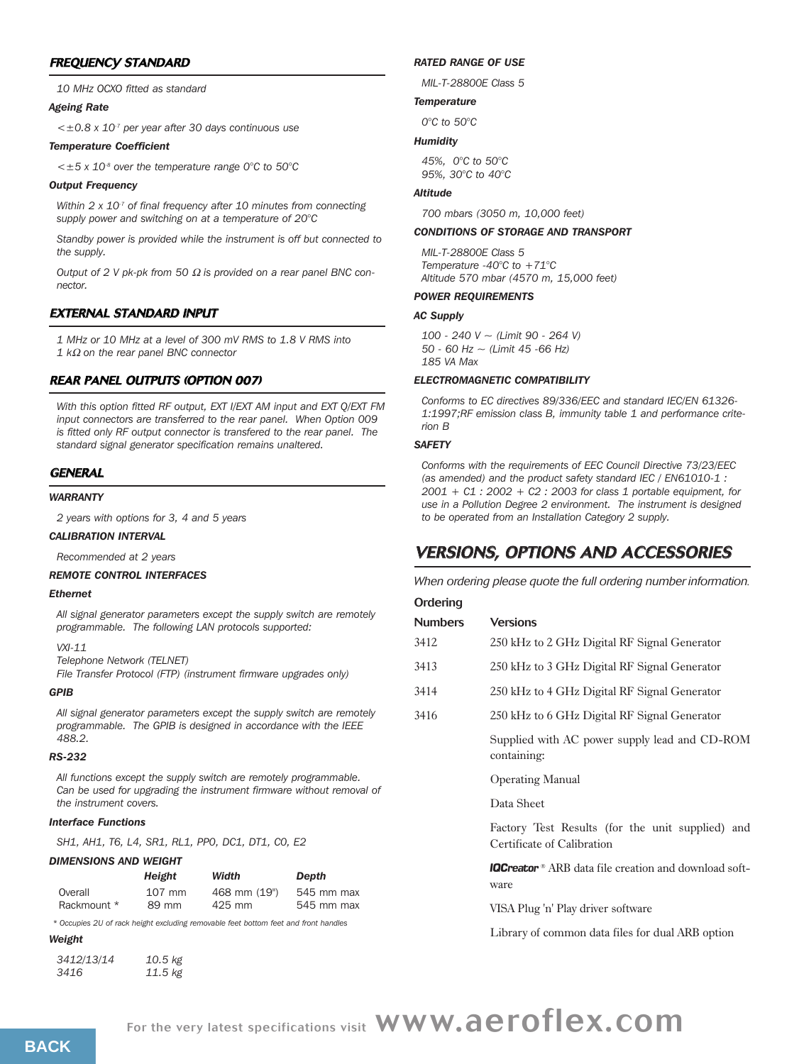## FREQUENCY STANDARD

*10 MHz OCXO fitted as standard*

***Ageing Rate***

*<±0.8 x $10^{-7}$ per year after 30 days continuous use*

***Temperature Coefficient***

*<±5 x $10^{-8}$ over the temperature range 0°C to 50°C*

***Output Frequency***

*Within 2 x $10^{-7}$ of final frequency after 10 minutes from connecting supply power and switching on at a temperature of 20°C*

*Standby power is provided while the instrument is off but connected to the supply.*

*Output of 2 V pk-pk from 50 Ω is provided on a rear panel BNC connector.*

## EXTERNAL STANDARD INPUT

*1 MHz or 10 MHz at a level of 300 mV RMS to 1.8 V RMS into 1 kΩ on the rear panel BNC connector*

## REAR PANEL OUTPUTS (OPTION 007)

*With this option fitted RF output, EXT I/EXT AM input and EXT Q/EXT FM input connectors are transferred to the rear panel. When Option 009 is fitted only RF output connector is transfered to the rear panel. The standard signal generator specification remains unaltered.*

## GENERAL

***WARRANTY***

*2 years with options for 3, 4 and 5 years*

***CALIBRATION INTERVAL***

*Recommended at 2 years*

***REMOTE CONTROL INTERFACES***

***Ethernet***

*All signal generator parameters except the supply switch are remotely programmable. The following LAN protocols supported:*

*VXI-11*
*Telephone Network (TELNET)*
*File Transfer Protocol (FTP) (instrument firmware upgrades only)*

***GPIB***

*All signal generator parameters except the supply switch are remotely programmable. The GPIB is designed in accordance with the IEEE 488.2.*

***RS-232***

*All functions except the supply switch are remotely programmable. Can be used for upgrading the instrument firmware without removal of the instrument covers.*

***Interface Functions***

*SH1, AH1, T6, L4, SR1, RL1, PP0, DC1, DT1, C0, E2*

***DIMENSIONS AND WEIGHT***

| | *Height* | *Width* | *Depth* |
|---|---|---|---|
| Overall | 107 mm | 468 mm (19") | 545 mm max |
| Rackmount * | 89 mm | 425 mm | 545 mm max |

*\* Occupies 2U of rack height excluding removable feet bottom feet and front handles*

***Weight***

| | |
|---|---|
| *3412/13/14* | *10.5 kg* |
| *3416* | *11.5 kg* |

***RATED RANGE OF USE***

*MIL-T-28800E Class 5*

***Temperature***

*0°C to 50°C*

***Humidity***

*45%, 0°C to 50°C*
*95%, 30°C to 40°C*

***Altitude***

*700 mbars (3050 m, 10,000 feet)*

***CONDITIONS OF STORAGE AND TRANSPORT***

*MIL-T-28800E Class 5*
*Temperature -40°C to +71°C*
*Altitude 570 mbar (4570 m, 15,000 feet)*

***POWER REQUIREMENTS***

***AC Supply***

*100 - 240 V ~ (Limit 90 - 264 V)*
*50 - 60 Hz ~ (Limit 45 -66 Hz)*
*185 VA Max*

***ELECTROMAGNETIC COMPATIBILITY***

*Conforms to EC directives 89/336/EEC and standard IEC/EN 61326-1:1997;RF emission class B, immunity table 1 and performance criterion B*

***SAFETY***

*Conforms with the requirements of EEC Council Directive 73/23/EEC (as amended) and the product safety standard IEC / EN61010-1 : 2001 + C1 : 2002 + C2 : 2003 for class 1 portable equipment, for use in a Pollution Degree 2 environment. The instrument is designed to be operated from an Installation Category 2 supply.*

## VERSIONS, OPTIONS AND ACCESSORIES

*When ordering please quote the full ordering number information.*

| Ordering Numbers | Versions |
|---|---|
| 3412 | 250 kHz to 2 GHz Digital RF Signal Generator |
| 3413 | 250 kHz to 3 GHz Digital RF Signal Generator |
| 3414 | 250 kHz to 4 GHz Digital RF Signal Generator |
| 3416 | 250 kHz to 6 GHz Digital RF Signal Generator |
| | Supplied with AC power supply lead and CD-ROM containing: |
| | Operating Manual |
| | Data Sheet |
| | Factory Test Results (for the unit supplied) and Certificate of Calibration |
| | IQCreator ® ARB data file creation and download software |
| | VISA Plug 'n' Play driver software |
| | Library of common data files for dual ARB option |

For the very latest specifications visit www.aeroflex.com

BACK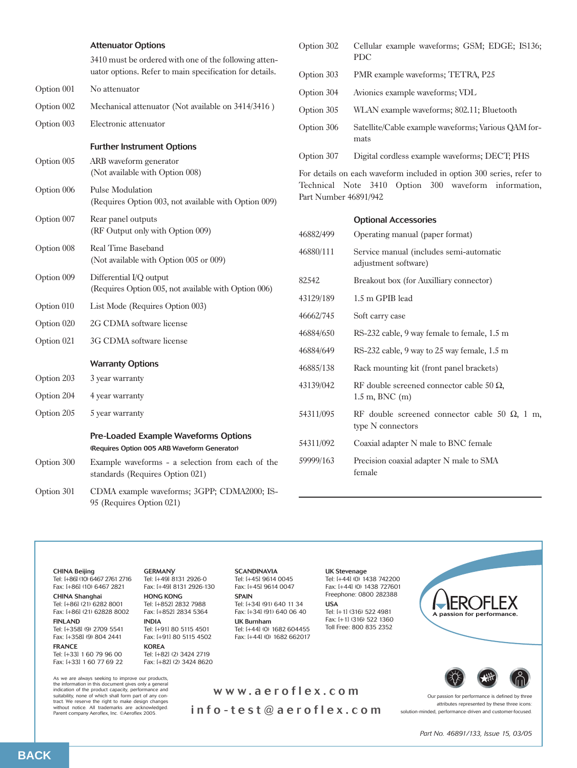### Attenuator Options

3410 must be ordered with one of the following attenuator options. Refer to main specification for details.

| | |
|---|---|
| Option 001 | No attenuator |
| Option 002 | Mechanical attenuator (Not available on 3414/3416 ) |
| Option 003 | Electronic attenuator |

### Further Instrument Options

| | |
|---|---|
| Option 005 | ARB waveform generator (Not available with Option 008) |
| Option 006 | Pulse Modulation (Requires Option 003, not available with Option 009) |
| Option 007 | Rear panel outputs (RF Output only with Option 009) |
| Option 008 | Real Time Baseband (Not available with Option 005 or 009) |
| Option 009 | Differential I/Q output (Requires Option 005, not available with Option 006) |
| Option 010 | List Mode (Requires Option 003) |
| Option 020 | 2G CDMA software license |
| Option 021 | 3G CDMA software license |

### Warranty Options

| | |
|---|---|
| Option 203 | 3 year warranty |
| Option 204 | 4 year warranty |
| Option 205 | 5 year warranty |

### Pre-Loaded Example Waveforms Options

**(Requires Option 005 ARB Waveform Generator)**

| | |
|---|---|
| Option 300 | Example waveforms - a selection from each of the standards (Requires Option 021) |
| Option 301 | CDMA example waveforms; 3GPP; CDMA2000; IS-95 (Requires Option 021) |
| Option 302 | Cellular example waveforms; GSM; EDGE; IS136; PDC |
| Option 303 | PMR example waveforms; TETRA, P25 |
| Option 304 | Avionics example waveforms; VDL |
| Option 305 | WLAN example waveforms; 802.11; Bluetooth |
| Option 306 | Satellite/Cable example waveforms; Various QAM formats |
| Option 307 | Digital cordless example waveforms; DECT; PHS |

For details on each waveform included in option 300 series, refer to Technical Note 3410 Option 300 waveform information, Part Number 46891/942

### Optional Accessories

| | |
|---|---|
| 46882/499 | Operating manual (paper format) |
| 46880/111 | Service manual (includes semi-automatic adjustment software) |
| 82542 | Breakout box (for Auxilliary connector) |
| 43129/189 | 1.5 m GPIB lead |
| 46662/745 | Soft carry case |
| 46884/650 | RS-232 cable, 9 way female to female, 1.5 m |
| 46884/649 | RS-232 cable, 9 way to 25 way female, 1.5 m |
| 46885/138 | Rack mounting kit (front panel brackets) |
| 43139/042 | RF double screened connector cable 50 Ω, 1.5 m, BNC (m) |
| 54311/095 | RF double screened connector cable 50 Ω, 1 m, type N connectors |
| 54311/092 | Coaxial adapter N male to BNC female |
| 59999/163 | Precision coaxial adapter N male to SMA female |

**CHINA Beijing**
Tel: [+86] (10) 6467 2761 2716
Fax: [+86] (10) 6467 2821

**CHINA Shanghai**
Tel: [+86] (21) 6282 8001
Fax: [+86] (21) 62828 8002

**FINLAND**
Tel: [+358] (9) 2709 5541
Fax: [+358] (9) 804 2441

**FRANCE**
Tel: [+33] 1 60 79 96 00
Fax: [+33] 1 60 77 69 22

**GERMANY**
Tel: [+49] 8131 2926-0
Fax: [+49] 8131 2926-130

**HONG KONG**
Tel: [+852] 2832 7988
Fax: [+852] 2834 5364

**INDIA**
Tel: [+91] 80 5115 4501
Fax: [+91] 80 5115 4502

**KOREA**
Tel: [+82] (2) 3424 2719
Fax: [+82] (2) 3424 8620

**SCANDINAVIA**
Tel: [+45] 9614 0045
Fax: [+45] 9614 0047

**SPAIN**
Tel: [+34] (91) 640 11 34
Fax: [+34] (91) 640 06 40

**UK Burnham**
Tel: [+44] (0) 1682 604455
Fax: [+44] (0) 1682 662017

**UK Stevenage**
Tel: [+44] (0) 1438 742200
Fax: [+44] (0) 1438 727601
Freephone: 0800 282388

**USA**
Tel: [+1] (316) 522 4981
Fax: [+1] (316) 522 1360
Toll Free: 800 835 2352

AEROFLEX
A passion for performance.

As we are always seeking to improve our products, the information in this document gives only a general indication of the product capacity, performance and suitability, none of which shall form part of any contract. We reserve the right to make design changes without notice. All trademarks are acknowledged. Parent company Aeroflex, Inc. ©Aeroflex 2005.

**www.aeroflex.com**

**info-test@aeroflex.com**

Our passion for performance is defined by three attributes represented by these three icons: solution-minded, performance-driven and customer-focused.

*Part No. 46891/133, Issue 15, 03/05*

BACK